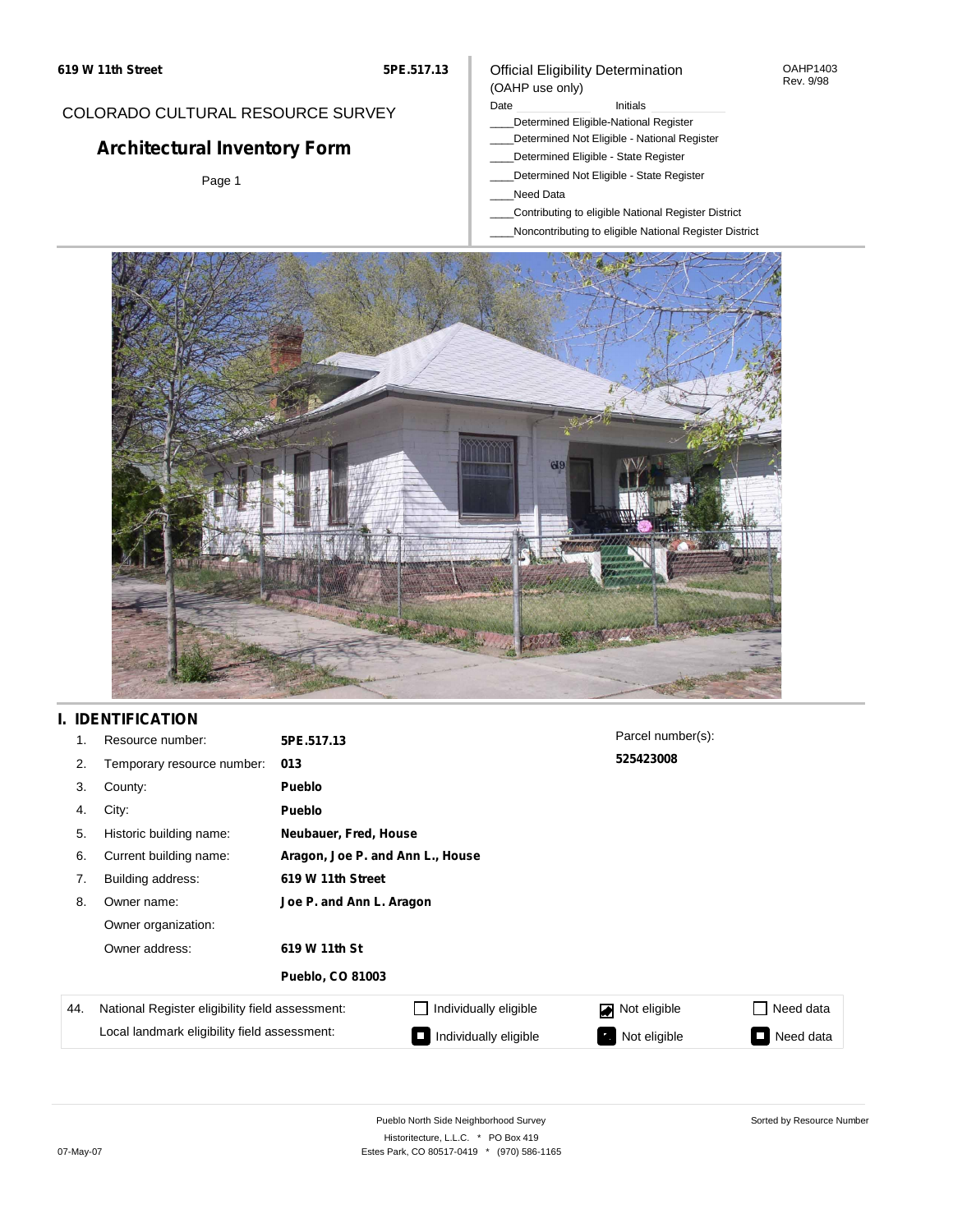619 W 11th Street **5PE.517.13**

COLORADO CULTURAL RESOURCE SURVEY

# Architectural Inventory Form

Page 1

Official Eligibility Determination
(OAHP use only)

OAHP1403
Rev. 9/98

Date ____________ Initials ____________

____Determined Eligible-National Register
____Determined Not Eligible - National Register
____Determined Eligible - State Register
____Determined Not Eligible - State Register
____Need Data
____Contributing to eligible National Register District
____Noncontributing to eligible National Register District

## I. IDENTIFICATION

| | | |
|---|---|---|
| 1. | Resource number: | **5PE.517.13** |
| 2. | Temporary resource number: | **013** |
| 3. | County: | **Pueblo** |
| 4. | City: | **Pueblo** |
| 5. | Historic building name: | **Neubauer, Fred, House** |
| 6. | Current building name: | **Aragon, Joe P. and Ann L., House** |
| 7. | Building address: | **619 W 11th Street** |
| 8. | Owner name: | **Joe P. and Ann L. Aragon** |
| | Owner organization: | |
| | Owner address: | **619 W 11th St** |
| | | **Pueblo, CO 81003** |

Parcel number(s):
**525423008**

| 44. | | | | |
|---|---|---|---|---|
| National Register eligibility field assessment: | ☐ Individually eligible | ☑ Not eligible | ☐ Need data |
| Local landmark eligibility field assessment: | ■ Individually eligible | ■ Not eligible | ■ Need data |

Pueblo North Side Neighborhood Survey
Historitecture, L.L.C. * PO Box 419
Estes Park, CO 80517-0419 * (970) 586-1165

Sorted by Resource Number

07-May-07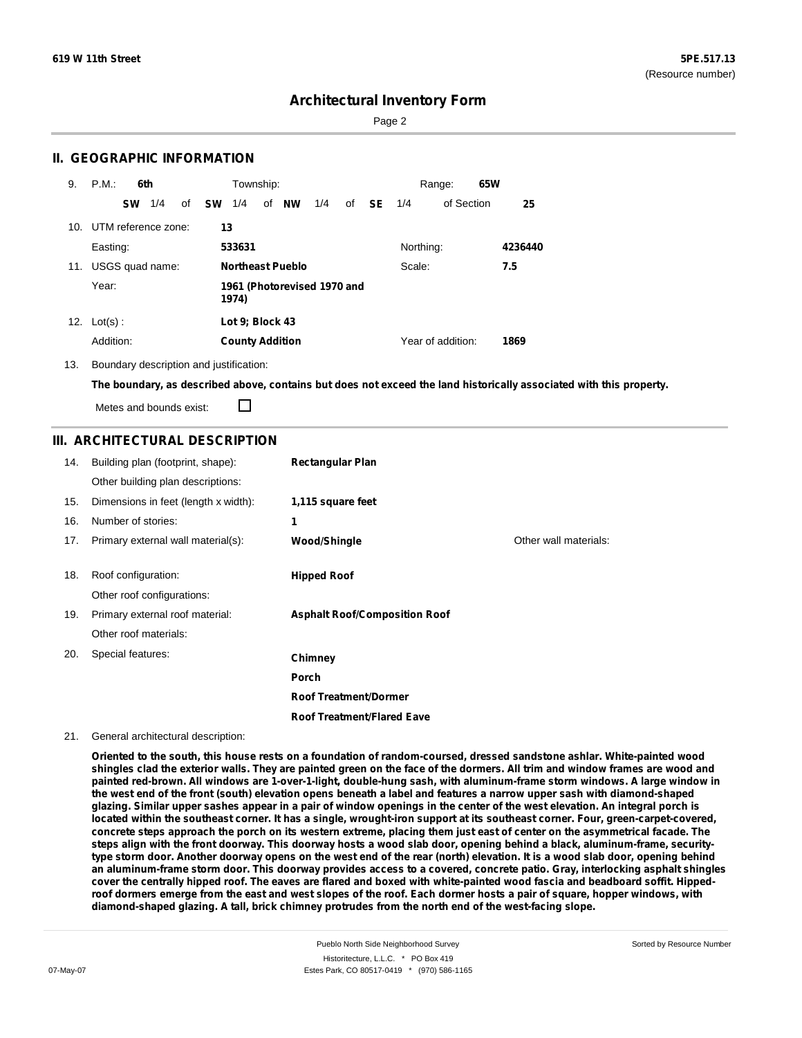## Architectural Inventory Form

## II. GEOGRAPHIC INFORMATION

9. P.M.: **6th** Township: Range: **65W**

**SW** 1/4 of **SW** 1/4 of **NW** 1/4 of **SE** 1/4 of Section **25**

10. UTM reference zone: **13**

Easting: **533631** Northing: **4236440**

11. USGS quad name: **Northeast Pueblo** Scale: **7.5**

Year: **1961 (Photorevised 1970 and 1974)**

12. Lot(s): **Lot 9; Block 43**

Addition: **County Addition** Year of addition: **1869**

13. Boundary description and justification:

**The boundary, as described above, contains but does not exceed the land historically associated with this property.**

Metes and bounds exist: ☐

## III. ARCHITECTURAL DESCRIPTION

14. Building plan (footprint, shape): **Rectangular Plan**

Other building plan descriptions:

15. Dimensions in feet (length x width): **1,115 square feet**

16. Number of stories: **1**

17. Primary external wall material(s): **Wood/Shingle** Other wall materials:

18. Roof configuration: **Hipped Roof**

Other roof configurations:

19. Primary external roof material: **Asphalt Roof/Composition Roof**

Other roof materials:

20. Special features:

**Chimney**

**Porch**

**Roof Treatment/Dormer**

**Roof Treatment/Flared Eave**

21. General architectural description:

**Oriented to the south, this house rests on a foundation of random-coursed, dressed sandstone ashlar. White-painted wood shingles clad the exterior walls. They are painted green on the face of the dormers. All trim and window frames are wood and painted red-brown. All windows are 1-over-1-light, double-hung sash, with aluminum-frame storm windows. A large window in the west end of the front (south) elevation opens beneath a label and features a narrow upper sash with diamond-shaped glazing. Similar upper sashes appear in a pair of window openings in the center of the west elevation. An integral porch is located within the southeast corner. It has a single, wrought-iron support at its southeast corner. Four, green-carpet-covered, concrete steps approach the porch on its western extreme, placing them just east of center on the asymmetrical facade. The steps align with the front doorway. This doorway hosts a wood slab door, opening behind a black, aluminum-frame, security-type storm door. Another doorway opens on the west end of the rear (north) elevation. It is a wood slab door, opening behind an aluminum-frame storm door. This doorway provides access to a covered, concrete patio. Gray, interlocking asphalt shingles cover the centrally hipped roof. The eaves are flared and boxed with white-painted wood fascia and beadboard soffit. Hipped-roof dormers emerge from the east and west slopes of the roof. Each dormer hosts a pair of square, hopper windows, with diamond-shaped glazing. A tall, brick chimney protrudes from the north end of the west-facing slope.**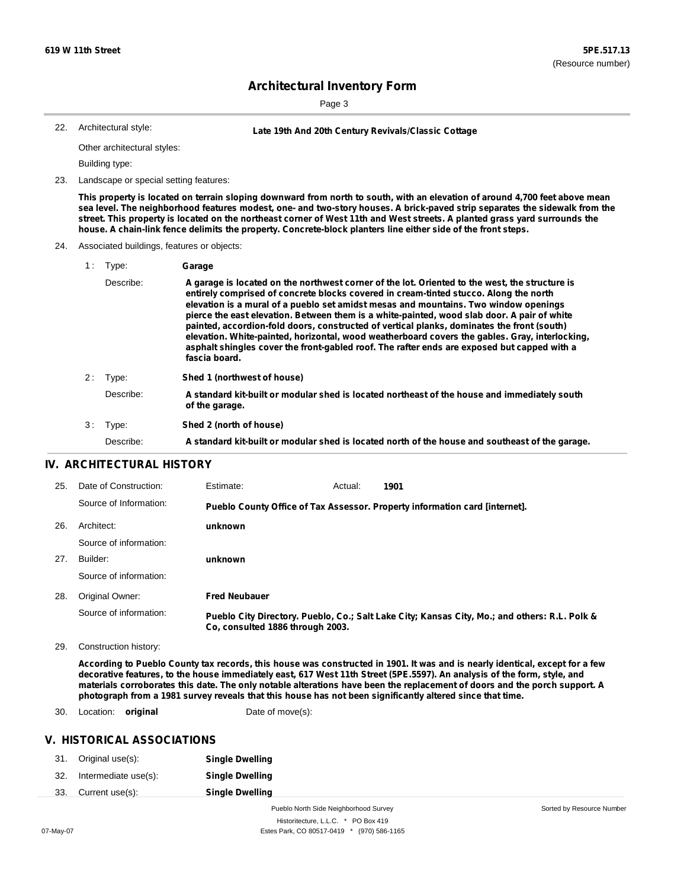# Architectural Inventory Form

22. Architectural style: **Late 19th And 20th Century Revivals/Classic Cottage**

Other architectural styles:

Building type:

23. Landscape or special setting features:

**This property is located on terrain sloping downward from north to south, with an elevation of around 4,700 feet above mean sea level. The neighborhood features modest, one- and two-story houses. A brick-paved strip separates the sidewalk from the street. This property is located on the northeast corner of West 11th and West streets. A planted grass yard surrounds the house. A chain-link fence delimits the property. Concrete-block planters line either side of the front steps.**

24. Associated buildings, features or objects:

1 : Type: **Garage**

Describe: **A garage is located on the northwest corner of the lot. Oriented to the west, the structure is entirely comprised of concrete blocks covered in cream-tinted stucco. Along the north elevation is a mural of a pueblo set amidst mesas and mountains. Two window openings pierce the east elevation. Between them is a white-painted, wood slab door. A pair of white painted, accordion-fold doors, constructed of vertical planks, dominates the front (south) elevation. White-painted, horizontal, wood weatherboard covers the gables. Gray, interlocking, asphalt shingles cover the front-gabled roof. The rafter ends are exposed but capped with a fascia board.**

2 : Type: **Shed 1 (northwest of house)**

Describe: **A standard kit-built or modular shed is located northeast of the house and immediately south of the garage.**

3 : Type: **Shed 2 (north of house)**

Describe: **A standard kit-built or modular shed is located north of the house and southeast of the garage.**

## IV. ARCHITECTURAL HISTORY

25. Date of Construction: Estimate: Actual: **1901**

Source of Information: **Pueblo County Office of Tax Assessor. Property information card [internet].**

26. Architect: **unknown**

Source of information:

27. Builder: **unknown**

Source of information:

28. Original Owner: **Fred Neubauer**

Source of information: **Pueblo City Directory. Pueblo, Co.; Salt Lake City; Kansas City, Mo.; and others: R.L. Polk & Co, consulted 1886 through 2003.**

29. Construction history:

**According to Pueblo County tax records, this house was constructed in 1901. It was and is nearly identical, except for a few decorative features, to the house immediately east, 617 West 11th Street (5PE.5597). An analysis of the form, style, and materials corroborates this date. The only notable alterations have been the replacement of doors and the porch support. A photograph from a 1981 survey reveals that this house has not been significantly altered since that time.**

30. Location: **original** Date of move(s):

## V. HISTORICAL ASSOCIATIONS

31. Original use(s): **Single Dwelling**
32. Intermediate use(s): **Single Dwelling**
33. Current use(s): **Single Dwelling**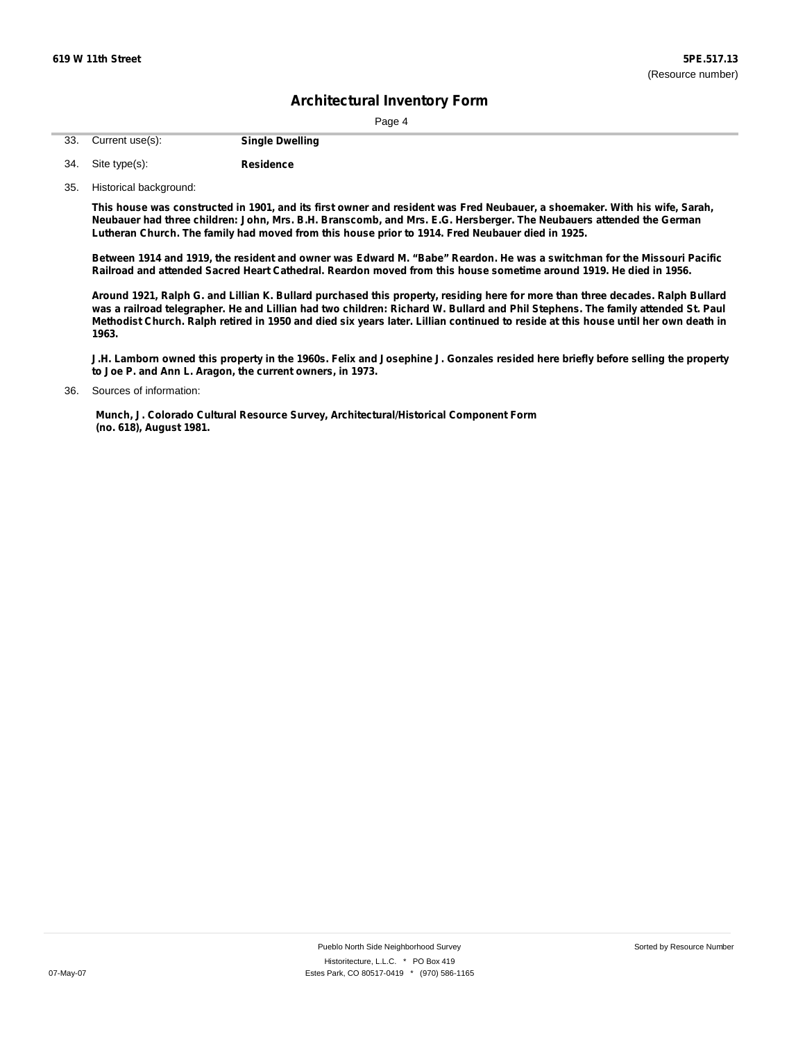619 W 11th Street

5PE.517.13
(Resource number)

# Architectural Inventory Form

33. Current use(s): **Single Dwelling**

34. Site type(s): **Residence**

35. Historical background:

**This house was constructed in 1901, and its first owner and resident was Fred Neubauer, a shoemaker. With his wife, Sarah, Neubauer had three children: John, Mrs. B.H. Branscomb, and Mrs. E.G. Hersberger. The Neubauers attended the German Lutheran Church. The family had moved from this house prior to 1914. Fred Neubauer died in 1925.**

**Between 1914 and 1919, the resident and owner was Edward M. "Babe" Reardon. He was a switchman for the Missouri Pacific Railroad and attended Sacred Heart Cathedral. Reardon moved from this house sometime around 1919. He died in 1956.**

**Around 1921, Ralph G. and Lillian K. Bullard purchased this property, residing here for more than three decades. Ralph Bullard was a railroad telegrapher. He and Lillian had two children: Richard W. Bullard and Phil Stephens. The family attended St. Paul Methodist Church. Ralph retired in 1950 and died six years later. Lillian continued to reside at this house until her own death in 1963.**

**J.H. Lamborn owned this property in the 1960s. Felix and Josephine J. Gonzales resided here briefly before selling the property to Joe P. and Ann L. Aragon, the current owners, in 1973.**

36. Sources of information:

**Munch, J. Colorado Cultural Resource Survey, Architectural/Historical Component Form (no. 618), August 1981.**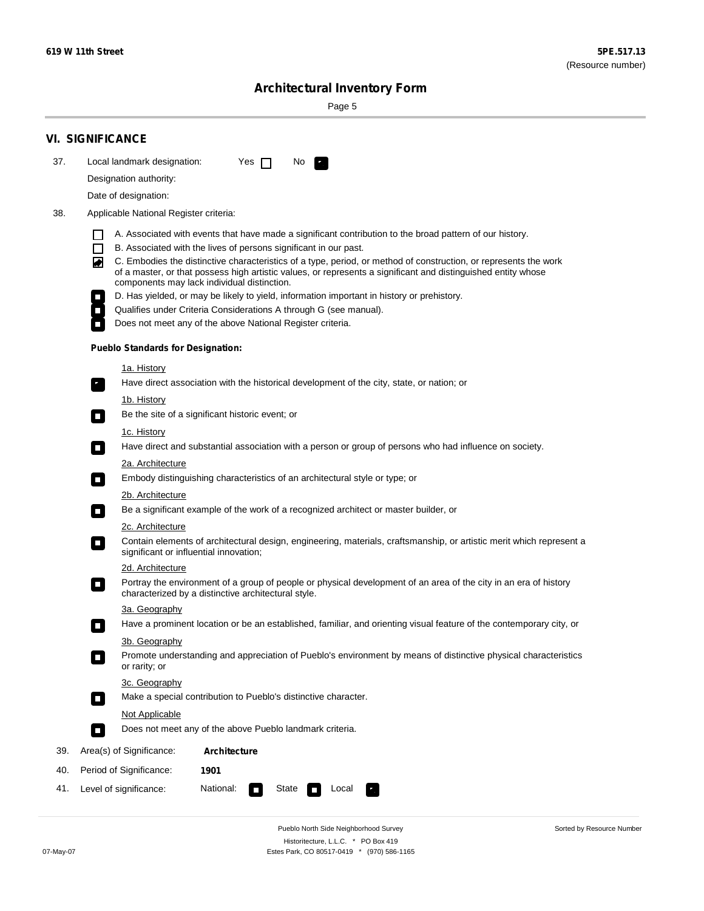619 W 11th Street

**5PE.517.13**
(Resource number)

# Architectural Inventory Form

## VI. SIGNIFICANCE

37. Local landmark designation: Yes ☐ No ☒

    Designation authority:

    Date of designation:

38. Applicable National Register criteria:

    - ☐ A. Associated with events that have made a significant contribution to the broad pattern of our history.
    - ☐ B. Associated with the lives of persons significant in our past.
    - ☒ C. Embodies the distinctive characteristics of a type, period, or method of construction, or represents the work of a master, or that possess high artistic values, or represents a significant and distinguished entity whose components may lack individual distinction.
    - ☐ D. Has yielded, or may be likely to yield, information important in history or prehistory.
    - ☐ Qualifies under Criteria Considerations A through G (see manual).
    - ☐ Does not meet any of the above National Register criteria.

    **Pueblo Standards for Designation:**

    1a. History
    - ☒ Have direct association with the historical development of the city, state, or nation; or

    1b. History
    - ☐ Be the site of a significant historic event; or

    1c. History
    - ☐ Have direct and substantial association with a person or group of persons who had influence on society.

    2a. Architecture
    - ☐ Embody distinguishing characteristics of an architectural style or type; or

    2b. Architecture
    - ☐ Be a significant example of the work of a recognized architect or master builder, or

    2c. Architecture
    - ☐ Contain elements of architectural design, engineering, materials, craftsmanship, or artistic merit which represent a significant or influential innovation;

    2d. Architecture
    - ☐ Portray the environment of a group of people or physical development of an area of the city in an era of history characterized by a distinctive architectural style.

    3a. Geography
    - ☐ Have a prominent location or be an established, familiar, and orienting visual feature of the contemporary city, or

    3b. Geography
    - ☐ Promote understanding and appreciation of Pueblo's environment by means of distinctive physical characteristics or rarity; or

    3c. Geography
    - ☐ Make a special contribution to Pueblo's distinctive character.

    Not Applicable
    - ☐ Does not meet any of the above Pueblo landmark criteria.

39. Area(s) of Significance: **Architecture**

40. Period of Significance: **1901**

41. Level of significance: National: ☐ State ☐ Local ☒

Pueblo North Side Neighborhood Survey
Historitecture, L.L.C. * PO Box 419
Estes Park, CO 80517-0419 * (970) 586-1165

07-May-07

Sorted by Resource Number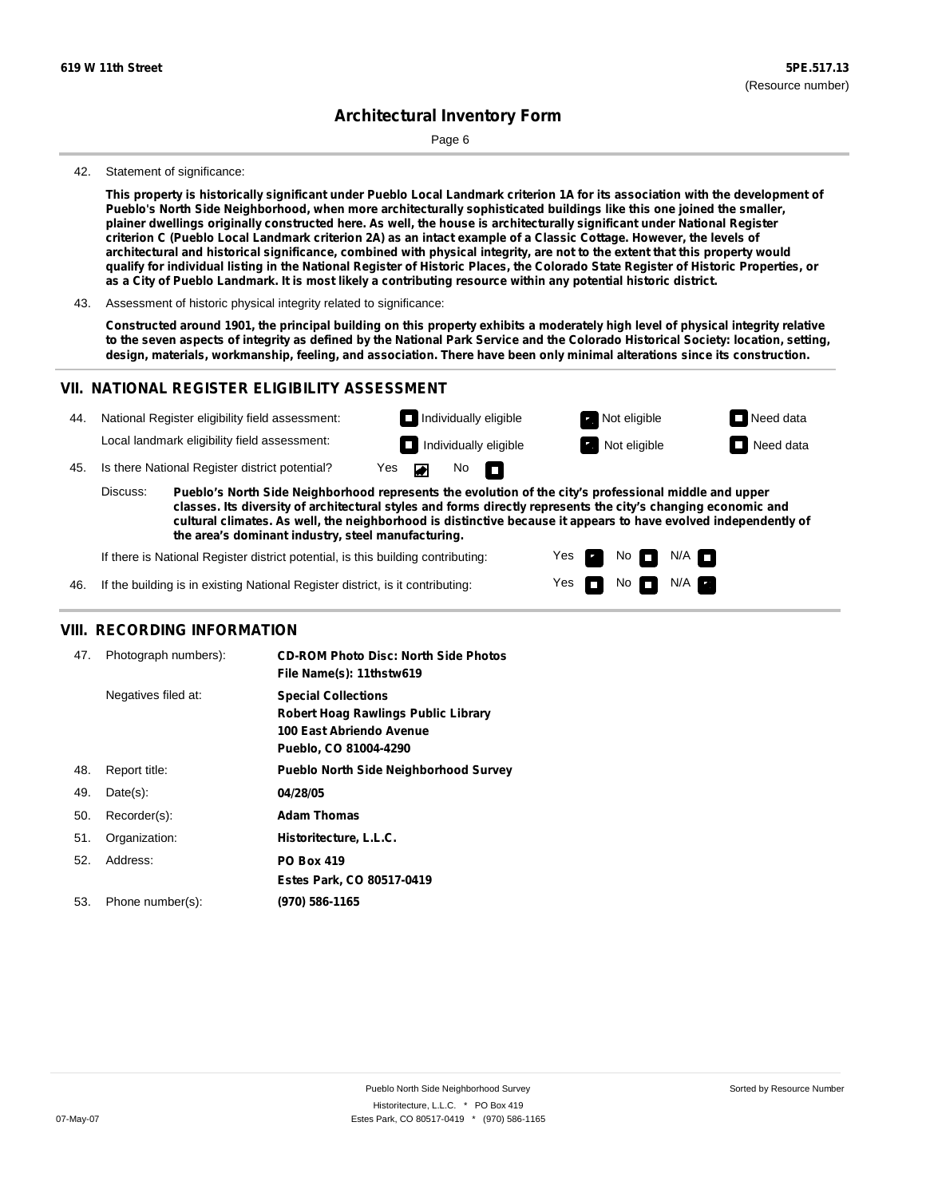42. Statement of significance:

**This property is historically significant under Pueblo Local Landmark criterion 1A for its association with the development of Pueblo's North Side Neighborhood, when more architecturally sophisticated buildings like this one joined the smaller, plainer dwellings originally constructed here. As well, the house is architecturally significant under National Register criterion C (Pueblo Local Landmark criterion 2A) as an intact example of a Classic Cottage. However, the levels of architectural and historical significance, combined with physical integrity, are not to the extent that this property would qualify for individual listing in the National Register of Historic Places, the Colorado State Register of Historic Properties, or as a City of Pueblo Landmark. It is most likely a contributing resource within any potential historic district.**

43. Assessment of historic physical integrity related to significance:

**Constructed around 1901, the principal building on this property exhibits a moderately high level of physical integrity relative to the seven aspects of integrity as defined by the National Park Service and the Colorado Historical Society: location, setting, design, materials, workmanship, feeling, and association. There have been only minimal alterations since its construction.**

## VII. NATIONAL REGISTER ELIGIBILITY ASSESSMENT

44. National Register eligibility field assessment: ☐ Individually eligible ☒ Not eligible ☐ Need data

Local landmark eligibility field assessment: ☐ Individually eligible ☒ Not eligible ☐ Need data

45. Is there National Register district potential? Yes ☒ No ☐

Discuss: **Pueblo's North Side Neighborhood represents the evolution of the city's professional middle and upper classes. Its diversity of architectural styles and forms directly represents the city's changing economic and cultural climates. As well, the neighborhood is distinctive because it appears to have evolved independently of the area's dominant industry, steel manufacturing.**

If there is National Register district potential, is this building contributing: Yes ☒ No ☐ N/A ☐

46. If the building is in existing National Register district, is it contributing: Yes ☐ No ☐ N/A ☒

## VIII. RECORDING INFORMATION

47. Photograph numbers): **CD-ROM Photo Disc: North Side Photos**
**File Name(s): 11thstw619**

Negatives filed at: **Special Collections**
**Robert Hoag Rawlings Public Library**
**100 East Abriendo Avenue**
**Pueblo, CO 81004-4290**

48. Report title: **Pueblo North Side Neighborhood Survey**

49. Date(s): **04/28/05**

50. Recorder(s): **Adam Thomas**

51. Organization: **Historitecture, L.L.C.**

52. Address: **PO Box 419**
**Estes Park, CO 80517-0419**

53. Phone number(s): **(970) 586-1165**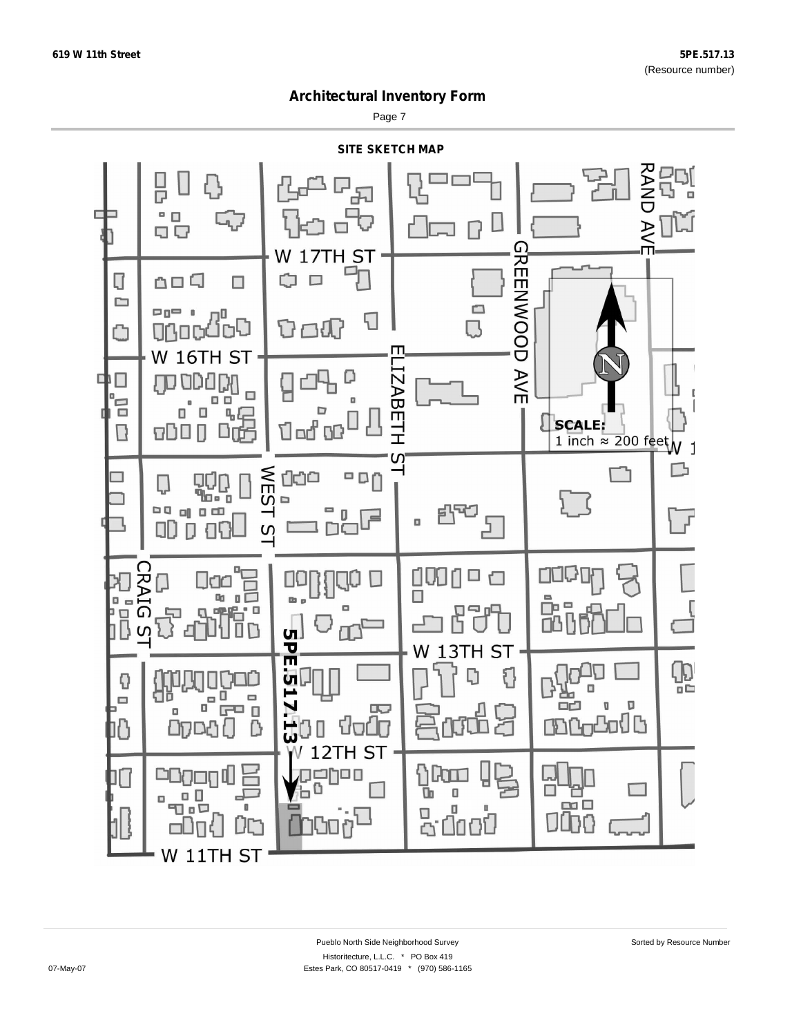# Architectural Inventory Form

## SITE SKETCH MAP

W 17TH ST

W 16TH ST

ELIZABETH ST

GREENWOOD AVE

RAND AVE

WEST ST

CRAIG ST

W 13TH ST

W 12TH ST

W 11TH ST

5PE.517.13

SCALE: 1 inch ≈ 200 feet

Pueblo North Side Neighborhood Survey

Historitecture, L.L.C. * PO Box 419

Estes Park, CO 80517-0419 * (970) 586-1165

07-May-07

Sorted by Resource Number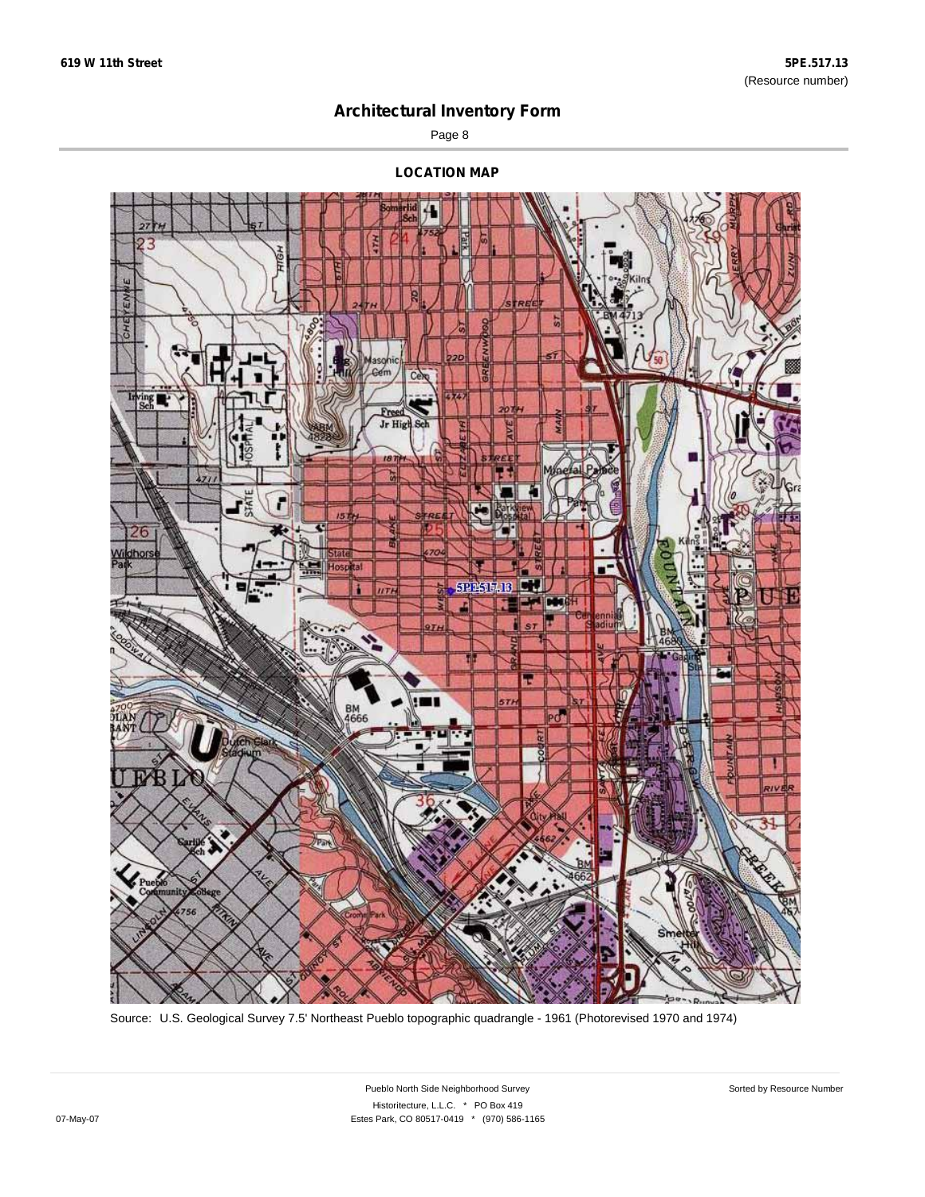# Architectural Inventory Form

## LOCATION MAP

Source: U.S. Geological Survey 7.5' Northeast Pueblo topographic quadrangle - 1961 (Photorevised 1970 and 1974)